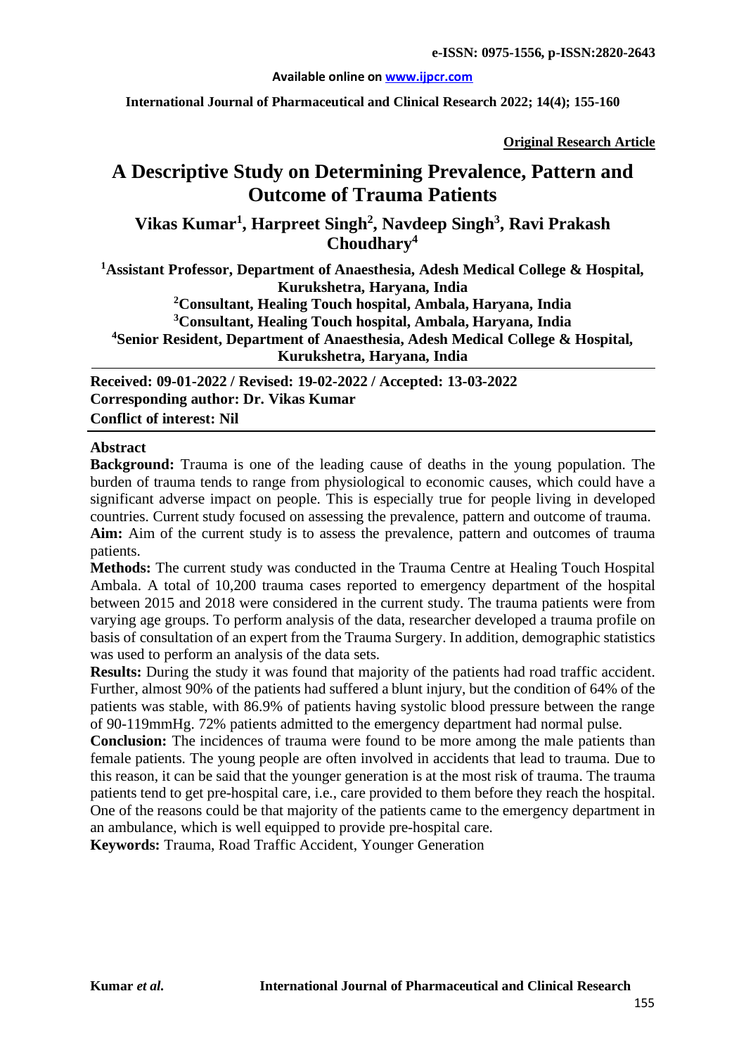**Original Research Article**

# A Descriptive Study on Determining Prevalence, Pattern and Outcome of Trauma Patients

**Vikas Kumar[1], Harpreet Singh[2], Navdeep Singh[3], Ravi Prakash Choudhary[4]**

**[1]Assistant Professor, Department of Anaesthesia, Adesh Medical College & Hospital, Kurukshetra, Haryana, India**
**[2]Consultant, Healing Touch hospital, Ambala, Haryana, India**
**[3]Consultant, Healing Touch hospital, Ambala, Haryana, India**
**[4]Senior Resident, Department of Anaesthesia, Adesh Medical College & Hospital, Kurukshetra, Haryana, India**

**Received: 09-01-2022 / Revised: 19-02-2022 / Accepted: 13-03-2022**
**Corresponding author: Dr. Vikas Kumar**
**Conflict of interest: Nil**

## Abstract

**Background:** Trauma is one of the leading cause of deaths in the young population. The burden of trauma tends to range from physiological to economic causes, which could have a significant adverse impact on people. This is especially true for people living in developed countries. Current study focused on assessing the prevalence, pattern and outcome of trauma.

**Aim:** Aim of the current study is to assess the prevalence, pattern and outcomes of trauma patients.

**Methods:** The current study was conducted in the Trauma Centre at Healing Touch Hospital Ambala. A total of 10,200 trauma cases reported to emergency department of the hospital between 2015 and 2018 were considered in the current study. The trauma patients were from varying age groups. To perform analysis of the data, researcher developed a trauma profile on basis of consultation of an expert from the Trauma Surgery. In addition, demographic statistics was used to perform an analysis of the data sets.

**Results:** During the study it was found that majority of the patients had road traffic accident. Further, almost 90% of the patients had suffered a blunt injury, but the condition of 64% of the patients was stable, with 86.9% of patients having systolic blood pressure between the range of 90-119mmHg. 72% patients admitted to the emergency department had normal pulse.

**Conclusion:** The incidences of trauma were found to be more among the male patients than female patients. The young people are often involved in accidents that lead to trauma. Due to this reason, it can be said that the younger generation is at the most risk of trauma. The trauma patients tend to get pre-hospital care, i.e., care provided to them before they reach the hospital. One of the reasons could be that majority of the patients came to the emergency department in an ambulance, which is well equipped to provide pre-hospital care.

**Keywords:** Trauma, Road Traffic Accident, Younger Generation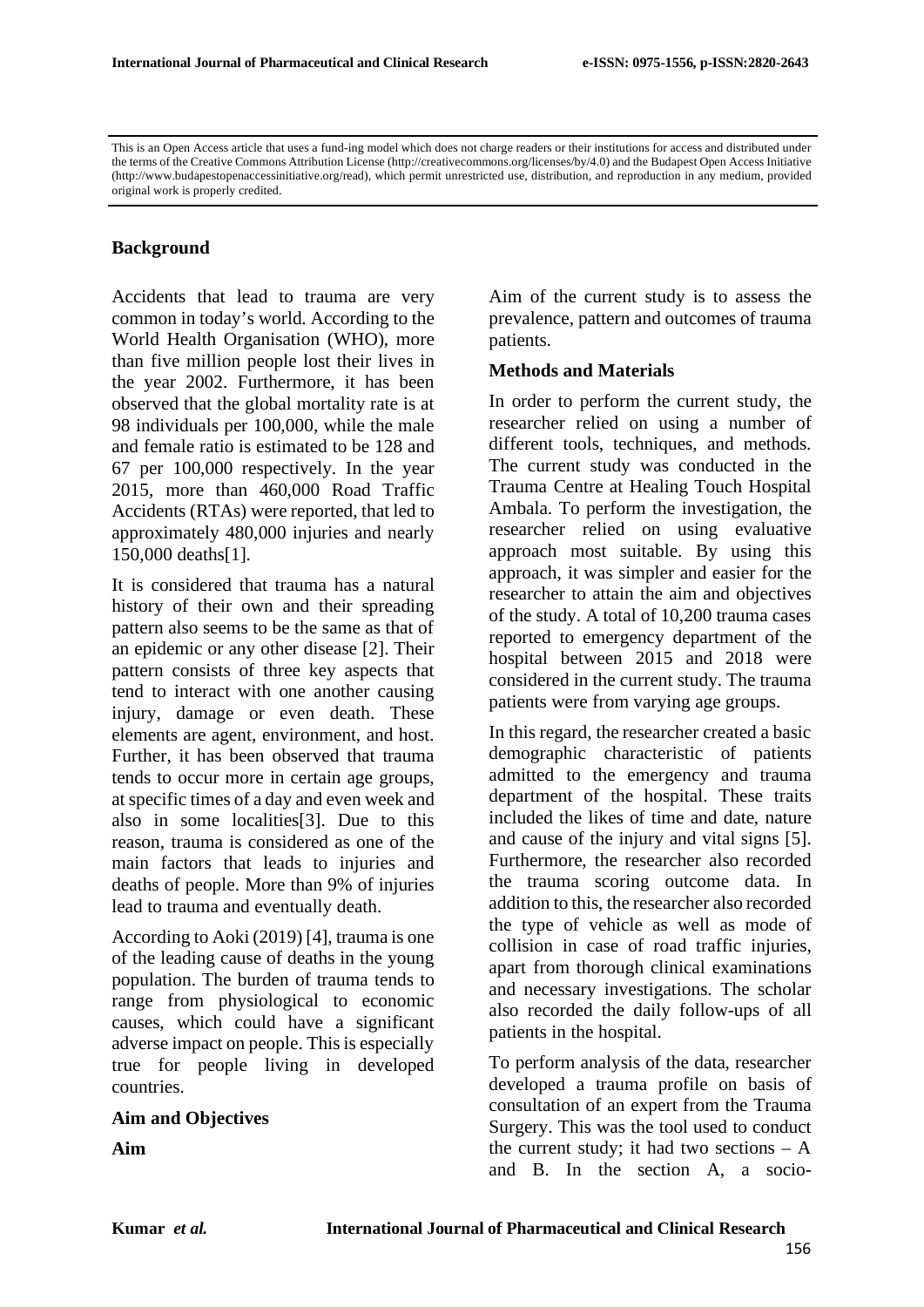This is an Open Access article that uses a fund-ing model which does not charge readers or their institutions for access and distributed under the terms of the Creative Commons Attribution License (http://creativecommons.org/licenses/by/4.0) and the Budapest Open Access Initiative (http://www.budapestopenaccessinitiative.org/read), which permit unrestricted use, distribution, and reproduction in any medium, provided original work is properly credited.

## Background

Accidents that lead to trauma are very common in today's world. According to the World Health Organisation (WHO), more than five million people lost their lives in the year 2002. Furthermore, it has been observed that the global mortality rate is at 98 individuals per 100,000, while the male and female ratio is estimated to be 128 and 67 per 100,000 respectively. In the year 2015, more than 460,000 Road Traffic Accidents (RTAs) were reported, that led to approximately 480,000 injuries and nearly 150,000 deaths[1].

It is considered that trauma has a natural history of their own and their spreading pattern also seems to be the same as that of an epidemic or any other disease [2]. Their pattern consists of three key aspects that tend to interact with one another causing injury, damage or even death. These elements are agent, environment, and host. Further, it has been observed that trauma tends to occur more in certain age groups, at specific times of a day and even week and also in some localities[3]. Due to this reason, trauma is considered as one of the main factors that leads to injuries and deaths of people. More than 9% of injuries lead to trauma and eventually death.

According to Aoki (2019) [4], trauma is one of the leading cause of deaths in the young population. The burden of trauma tends to range from physiological to economic causes, which could have a significant adverse impact on people. This is especially true for people living in developed countries.

## Aim and Objectives

### Aim

Aim of the current study is to assess the prevalence, pattern and outcomes of trauma patients.

## Methods and Materials

In order to perform the current study, the researcher relied on using a number of different tools, techniques, and methods. The current study was conducted in the Trauma Centre at Healing Touch Hospital Ambala. To perform the investigation, the researcher relied on using evaluative approach most suitable. By using this approach, it was simpler and easier for the researcher to attain the aim and objectives of the study. A total of 10,200 trauma cases reported to emergency department of the hospital between 2015 and 2018 were considered in the current study. The trauma patients were from varying age groups.

In this regard, the researcher created a basic demographic characteristic of patients admitted to the emergency and trauma department of the hospital. These traits included the likes of time and date, nature and cause of the injury and vital signs [5]. Furthermore, the researcher also recorded the trauma scoring outcome data. In addition to this, the researcher also recorded the type of vehicle as well as mode of collision in case of road traffic injuries, apart from thorough clinical examinations and necessary investigations. The scholar also recorded the daily follow-ups of all patients in the hospital.

To perform analysis of the data, researcher developed a trauma profile on basis of consultation of an expert from the Trauma Surgery. This was the tool used to conduct the current study; it had two sections – A and B. In the section A, a socio-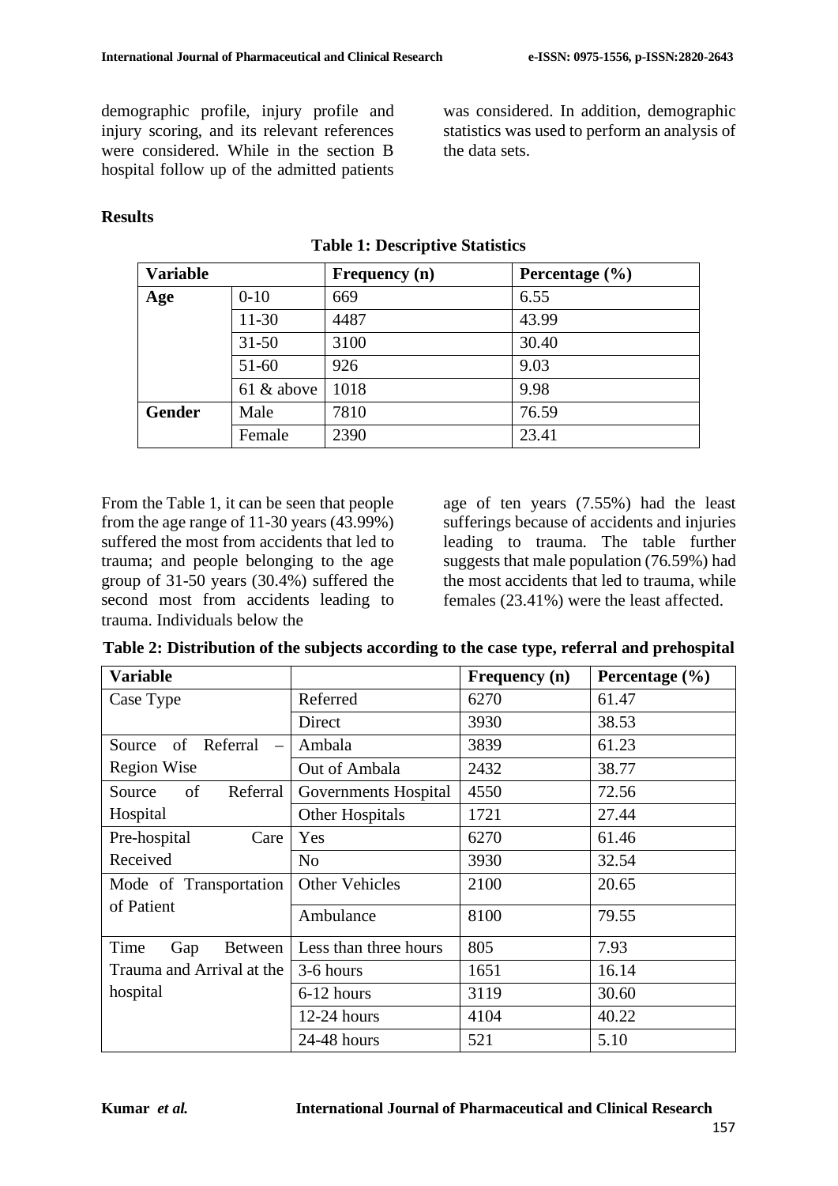demographic profile, injury profile and injury scoring, and its relevant references were considered. While in the section B hospital follow up of the admitted patients was considered. In addition, demographic statistics was used to perform an analysis of the data sets.

## Results

**Table 1: Descriptive Statistics**

| Variable | | Frequency (n) | Percentage (%) |
|---|---|---|---|
| **Age** | 0-10 | 669 | 6.55 |
| | 11-30 | 4487 | 43.99 |
| | 31-50 | 3100 | 30.40 |
| | 51-60 | 926 | 9.03 |
| | 61 & above | 1018 | 9.98 |
| **Gender** | Male | 7810 | 76.59 |
| | Female | 2390 | 23.41 |

From the Table 1, it can be seen that people from the age range of 11-30 years (43.99%) suffered the most from accidents that led to trauma; and people belonging to the age group of 31-50 years (30.4%) suffered the second most from accidents leading to trauma. Individuals below the age of ten years (7.55%) had the least sufferings because of accidents and injuries leading to trauma. The table further suggests that male population (76.59%) had the most accidents that led to trauma, while females (23.41%) were the least affected.

**Table 2: Distribution of the subjects according to the case type, referral and prehospital**

| Variable | | Frequency (n) | Percentage (%) |
|---|---|---|---|
| Case Type | Referred | 6270 | 61.47 |
| | Direct | 3930 | 38.53 |
| Source of Referral – Region Wise | Ambala | 3839 | 61.23 |
| | Out of Ambala | 2432 | 38.77 |
| Source of Referral Hospital | Governments Hospital | 4550 | 72.56 |
| | Other Hospitals | 1721 | 27.44 |
| Pre-hospital Care Received | Yes | 6270 | 61.46 |
| | No | 3930 | 32.54 |
| Mode of Transportation of Patient | Other Vehicles | 2100 | 20.65 |
| | Ambulance | 8100 | 79.55 |
| Time Gap Between Trauma and Arrival at the hospital | Less than three hours | 805 | 7.93 |
| | 3-6 hours | 1651 | 16.14 |
| | 6-12 hours | 3119 | 30.60 |
| | 12-24 hours | 4104 | 40.22 |
| | 24-48 hours | 521 | 5.10 |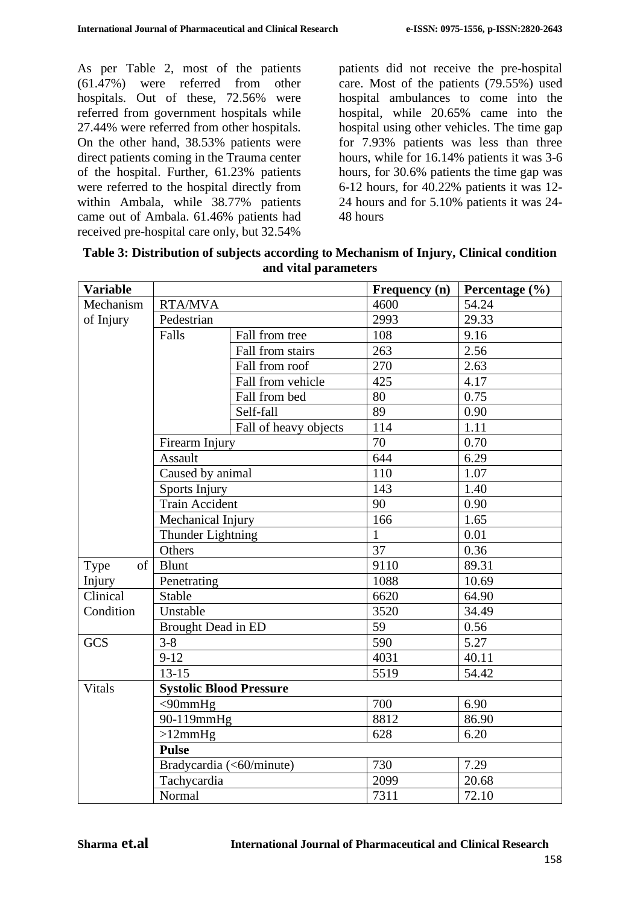As per Table 2, most of the patients (61.47%) were referred from other hospitals. Out of these, 72.56% were referred from government hospitals while 27.44% were referred from other hospitals. On the other hand, 38.53% patients were direct patients coming in the Trauma center of the hospital. Further, 61.23% patients were referred to the hospital directly from within Ambala, while 38.77% patients came out of Ambala. 61.46% patients had received pre-hospital care only, but 32.54% patients did not receive the pre-hospital care. Most of the patients (79.55%) used hospital ambulances to come into the hospital, while 20.65% came into the hospital using other vehicles. The time gap for 7.93% patients was less than three hours, while for 16.14% patients it was 3-6 hours, for 30.6% patients the time gap was 6-12 hours, for 40.22% patients it was 12-24 hours and for 5.10% patients it was 24-48 hours

**Table 3: Distribution of subjects according to Mechanism of Injury, Clinical condition and vital parameters**

| Variable | | | Frequency (n) | Percentage (%) |
|---|---|---|---|---|
| Mechanism of Injury | RTA/MVA | | 4600 | 54.24 |
| | Pedestrian | | 2993 | 29.33 |
| | Falls | Fall from tree | 108 | 9.16 |
| | | Fall from stairs | 263 | 2.56 |
| | | Fall from roof | 270 | 2.63 |
| | | Fall from vehicle | 425 | 4.17 |
| | | Fall from bed | 80 | 0.75 |
| | | Self-fall | 89 | 0.90 |
| | | Fall of heavy objects | 114 | 1.11 |
| | Firearm Injury | | 70 | 0.70 |
| | Assault | | 644 | 6.29 |
| | Caused by animal | | 110 | 1.07 |
| | Sports Injury | | 143 | 1.40 |
| | Train Accident | | 90 | 0.90 |
| | Mechanical Injury | | 166 | 1.65 |
| | Thunder Lightning | | 1 | 0.01 |
| | Others | | 37 | 0.36 |
| Type of Injury | Blunt | | 9110 | 89.31 |
| | Penetrating | | 1088 | 10.69 |
| Clinical Condition | Stable | | 6620 | 64.90 |
| | Unstable | | 3520 | 34.49 |
| | Brought Dead in ED | | 59 | 0.56 |
| GCS | 3-8 | | 590 | 5.27 |
| | 9-12 | | 4031 | 40.11 |
| | 13-15 | | 5519 | 54.42 |
| Vitals | **Systolic Blood Pressure** | | | |
| | <90mmHg | | 700 | 6.90 |
| | 90-119mmHg | | 8812 | 86.90 |
| | >12mmHg | | 628 | 6.20 |
| | **Pulse** | | | |
| | Bradycardia (<60/minute) | | 730 | 7.29 |
| | Tachycardia | | 2099 | 20.68 |
| | Normal | | 7311 | 72.10 |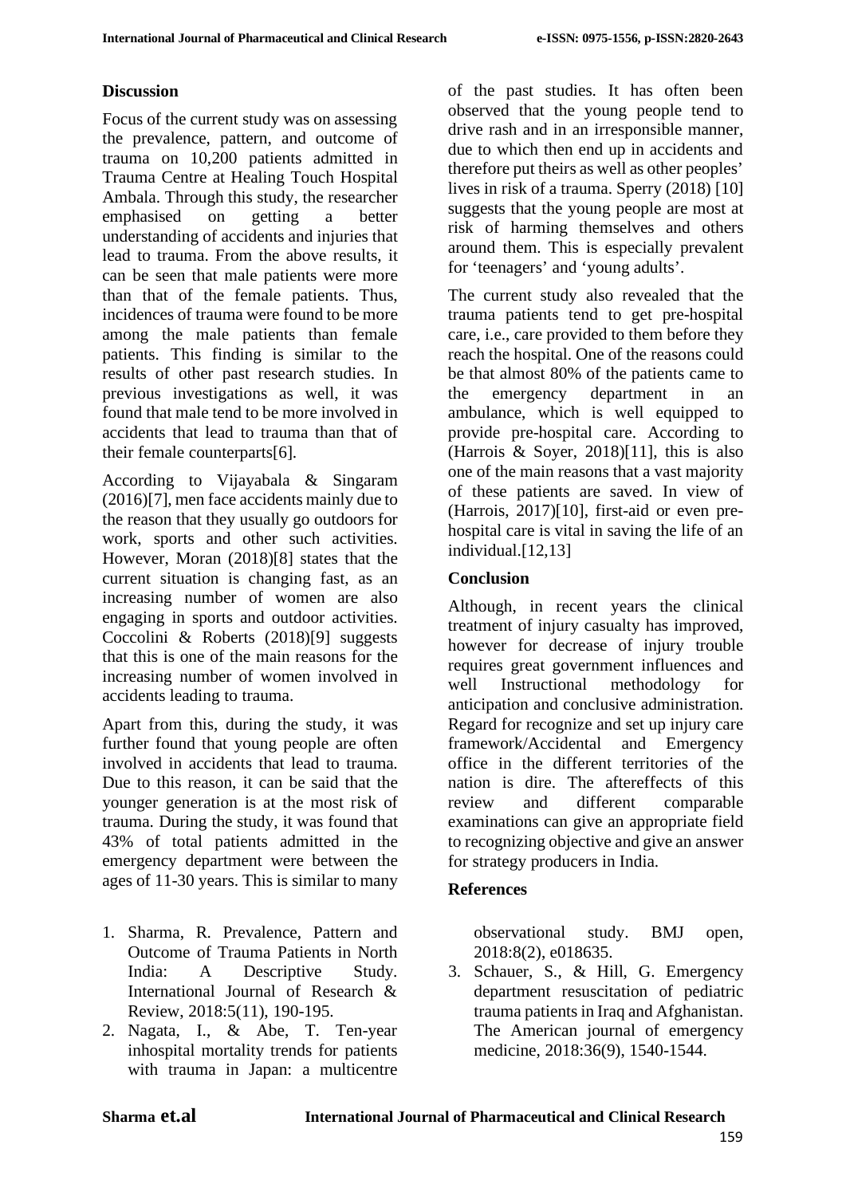## Discussion

Focus of the current study was on assessing the prevalence, pattern, and outcome of trauma on 10,200 patients admitted in Trauma Centre at Healing Touch Hospital Ambala. Through this study, the researcher emphasised on getting a better understanding of accidents and injuries that lead to trauma. From the above results, it can be seen that male patients were more than that of the female patients. Thus, incidences of trauma were found to be more among the male patients than female patients. This finding is similar to the results of other past research studies. In previous investigations as well, it was found that male tend to be more involved in accidents that lead to trauma than that of their female counterparts[6].

According to Vijayabala & Singaram (2016)[7], men face accidents mainly due to the reason that they usually go outdoors for work, sports and other such activities. However, Moran (2018)[8] states that the current situation is changing fast, as an increasing number of women are also engaging in sports and outdoor activities. Coccolini & Roberts (2018)[9] suggests that this is one of the main reasons for the increasing number of women involved in accidents leading to trauma.

Apart from this, during the study, it was further found that young people are often involved in accidents that lead to trauma. Due to this reason, it can be said that the younger generation is at the most risk of trauma. During the study, it was found that 43% of total patients admitted in the emergency department were between the ages of 11-30 years. This is similar to many of the past studies. It has often been observed that the young people tend to drive rash and in an irresponsible manner, due to which then end up in accidents and therefore put theirs as well as other peoples' lives in risk of a trauma. Sperry (2018) [10] suggests that the young people are most at risk of harming themselves and others around them. This is especially prevalent for 'teenagers' and 'young adults'.

The current study also revealed that the trauma patients tend to get pre-hospital care, i.e., care provided to them before they reach the hospital. One of the reasons could be that almost 80% of the patients came to the emergency department in an ambulance, which is well equipped to provide pre-hospital care. According to (Harrois & Soyer, 2018)[11], this is also one of the main reasons that a vast majority of these patients are saved. In view of (Harrois, 2017)[10], first-aid or even pre-hospital care is vital in saving the life of an individual.[12,13]

## Conclusion

Although, in recent years the clinical treatment of injury casualty has improved, however for decrease of injury trouble requires great government influences and well Instructional methodology for anticipation and conclusive administration. Regard for recognize and set up injury care framework/Accidental and Emergency office in the different territories of the nation is dire. The aftereffects of this review and different comparable examinations can give an appropriate field to recognizing objective and give an answer for strategy producers in India.

## References

1. Sharma, R. Prevalence, Pattern and Outcome of Trauma Patients in North India: A Descriptive Study. International Journal of Research & Review, 2018:5(11), 190-195.
2. Nagata, I., & Abe, T. Ten-year inhospital mortality trends for patients with trauma in Japan: a multicentre observational study. BMJ open, 2018:8(2), e018635.
3. Schauer, S., & Hill, G. Emergency department resuscitation of pediatric trauma patients in Iraq and Afghanistan. The American journal of emergency medicine, 2018:36(9), 1540-1544.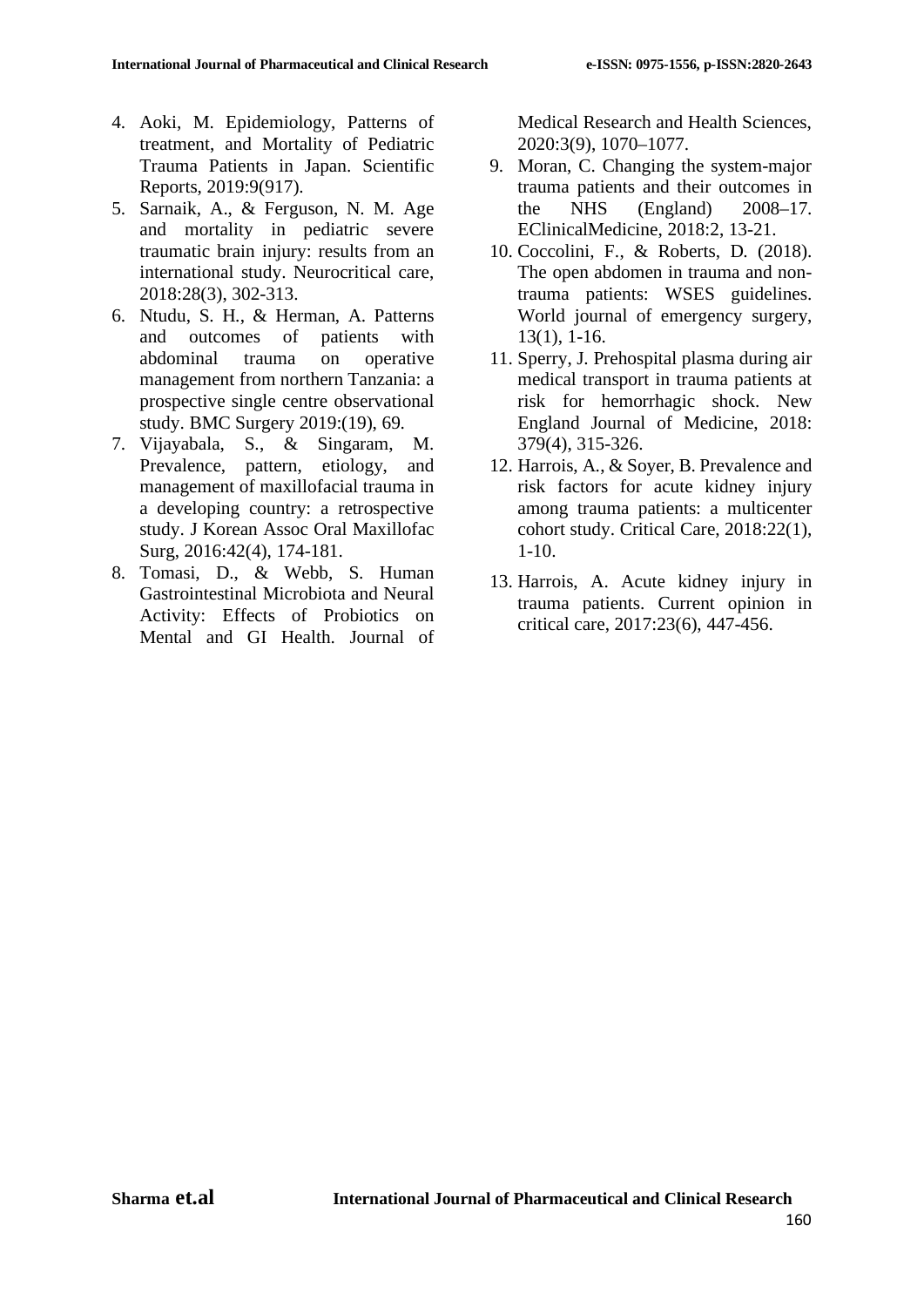4. Aoki, M. Epidemiology, Patterns of treatment, and Mortality of Pediatric Trauma Patients in Japan. Scientific Reports, 2019:9(917).
5. Sarnaik, A., & Ferguson, N. M. Age and mortality in pediatric severe traumatic brain injury: results from an international study. Neurocritical care, 2018:28(3), 302-313.
6. Ntudu, S. H., & Herman, A. Patterns and outcomes of patients with abdominal trauma on operative management from northern Tanzania: a prospective single centre observational study. BMC Surgery 2019:(19), 69.
7. Vijayabala, S., & Singaram, M. Prevalence, pattern, etiology, and management of maxillofacial trauma in a developing country: a retrospective study. J Korean Assoc Oral Maxillofac Surg, 2016:42(4), 174-181.
8. Tomasi, D., & Webb, S. Human Gastrointestinal Microbiota and Neural Activity: Effects of Probiotics on Mental and GI Health. Journal of Medical Research and Health Sciences, 2020:3(9), 1070–1077.
9. Moran, C. Changing the system-major trauma patients and their outcomes in the NHS (England) 2008–17. EClinicalMedicine, 2018:2, 13-21.
10. Coccolini, F., & Roberts, D. (2018). The open abdomen in trauma and non-trauma patients: WSES guidelines. World journal of emergency surgery, 13(1), 1-16.
11. Sperry, J. Prehospital plasma during air medical transport in trauma patients at risk for hemorrhagic shock. New England Journal of Medicine, 2018: 379(4), 315-326.
12. Harrois, A., & Soyer, B. Prevalence and risk factors for acute kidney injury among trauma patients: a multicenter cohort study. Critical Care, 2018:22(1), 1-10.
13. Harrois, A. Acute kidney injury in trauma patients. Current opinion in critical care, 2017:23(6), 447-456.